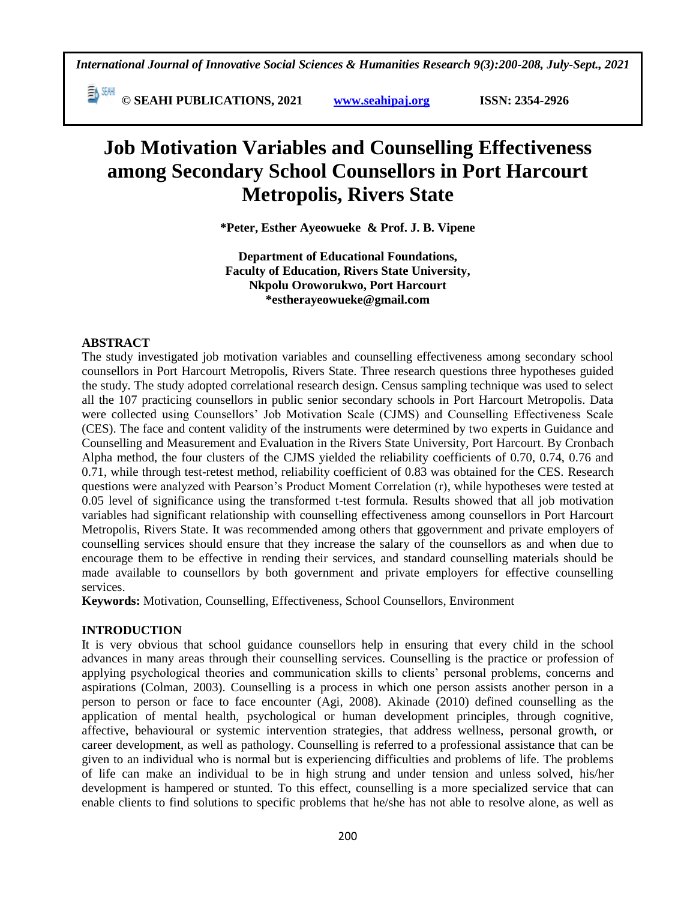# Job Motivation Variables and Counselling Effectiveness among Secondary School Counsellors in Port Harcourt Metropolis, Rivers State

**\*Peter, Esther Ayeowueke & Prof. J. B. Vipene**

**Department of Educational Foundations,**
**Faculty of Education, Rivers State University,**
**Nkpolu Oroworukwo, Port Harcourt**
**\*estherayeowueke@gmail.com**

## ABSTRACT

The study investigated job motivation variables and counselling effectiveness among secondary school counsellors in Port Harcourt Metropolis, Rivers State. Three research questions three hypotheses guided the study. The study adopted correlational research design. Census sampling technique was used to select all the 107 practicing counsellors in public senior secondary schools in Port Harcourt Metropolis. Data were collected using Counsellors' Job Motivation Scale (CJMS) and Counselling Effectiveness Scale (CES). The face and content validity of the instruments were determined by two experts in Guidance and Counselling and Measurement and Evaluation in the Rivers State University, Port Harcourt. By Cronbach Alpha method, the four clusters of the CJMS yielded the reliability coefficients of 0.70, 0.74, 0.76 and 0.71, while through test-retest method, reliability coefficient of 0.83 was obtained for the CES. Research questions were analyzed with Pearson's Product Moment Correlation (r), while hypotheses were tested at 0.05 level of significance using the transformed t-test formula. Results showed that all job motivation variables had significant relationship with counselling effectiveness among counsellors in Port Harcourt Metropolis, Rivers State. It was recommended among others that ggovernment and private employers of counselling services should ensure that they increase the salary of the counsellors as and when due to encourage them to be effective in rending their services, and standard counselling materials should be made available to counsellors by both government and private employers for effective counselling services.

**Keywords:** Motivation, Counselling, Effectiveness, School Counsellors, Environment

## INTRODUCTION

It is very obvious that school guidance counsellors help in ensuring that every child in the school advances in many areas through their counselling services. Counselling is the practice or profession of applying psychological theories and communication skills to clients' personal problems, concerns and aspirations (Colman, 2003). Counselling is a process in which one person assists another person in a person to person or face to face encounter (Agi, 2008). Akinade (2010) defined counselling as the application of mental health, psychological or human development principles, through cognitive, affective, behavioural or systemic intervention strategies, that address wellness, personal growth, or career development, as well as pathology. Counselling is referred to a professional assistance that can be given to an individual who is normal but is experiencing difficulties and problems of life. The problems of life can make an individual to be in high strung and under tension and unless solved, his/her development is hampered or stunted. To this effect, counselling is a more specialized service that can enable clients to find solutions to specific problems that he/she has not able to resolve alone, as well as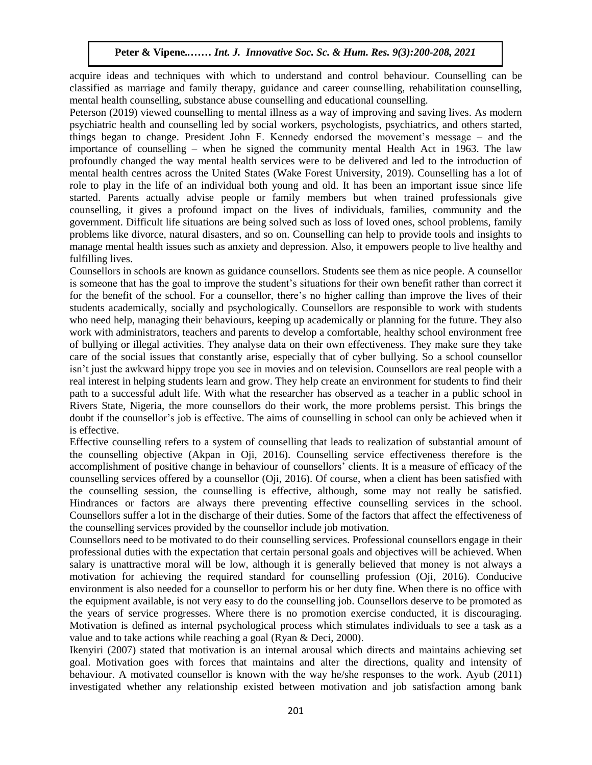acquire ideas and techniques with which to understand and control behaviour. Counselling can be classified as marriage and family therapy, guidance and career counselling, rehabilitation counselling, mental health counselling, substance abuse counselling and educational counselling.

Peterson (2019) viewed counselling to mental illness as a way of improving and saving lives. As modern psychiatric health and counselling led by social workers, psychologists, psychiatrics, and others started, things began to change. President John F. Kennedy endorsed the movement's message – and the importance of counselling – when he signed the community mental Health Act in 1963. The law profoundly changed the way mental health services were to be delivered and led to the introduction of mental health centres across the United States (Wake Forest University, 2019). Counselling has a lot of role to play in the life of an individual both young and old. It has been an important issue since life started. Parents actually advise people or family members but when trained professionals give counselling, it gives a profound impact on the lives of individuals, families, community and the government. Difficult life situations are being solved such as loss of loved ones, school problems, family problems like divorce, natural disasters, and so on. Counselling can help to provide tools and insights to manage mental health issues such as anxiety and depression. Also, it empowers people to live healthy and fulfilling lives.

Counsellors in schools are known as guidance counsellors. Students see them as nice people. A counsellor is someone that has the goal to improve the student's situations for their own benefit rather than correct it for the benefit of the school. For a counsellor, there's no higher calling than improve the lives of their students academically, socially and psychologically. Counsellors are responsible to work with students who need help, managing their behaviours, keeping up academically or planning for the future. They also work with administrators, teachers and parents to develop a comfortable, healthy school environment free of bullying or illegal activities. They analyse data on their own effectiveness. They make sure they take care of the social issues that constantly arise, especially that of cyber bullying. So a school counsellor isn't just the awkward hippy trope you see in movies and on television. Counsellors are real people with a real interest in helping students learn and grow. They help create an environment for students to find their path to a successful adult life. With what the researcher has observed as a teacher in a public school in Rivers State, Nigeria, the more counsellors do their work, the more problems persist. This brings the doubt if the counsellor's job is effective. The aims of counselling in school can only be achieved when it is effective.

Effective counselling refers to a system of counselling that leads to realization of substantial amount of the counselling objective (Akpan in Oji, 2016). Counselling service effectiveness therefore is the accomplishment of positive change in behaviour of counsellors' clients. It is a measure of efficacy of the counselling services offered by a counsellor (Oji, 2016). Of course, when a client has been satisfied with the counselling session, the counselling is effective, although, some may not really be satisfied. Hindrances or factors are always there preventing effective counselling services in the school. Counsellors suffer a lot in the discharge of their duties. Some of the factors that affect the effectiveness of the counselling services provided by the counsellor include job motivation.

Counsellors need to be motivated to do their counselling services. Professional counsellors engage in their professional duties with the expectation that certain personal goals and objectives will be achieved. When salary is unattractive moral will be low, although it is generally believed that money is not always a motivation for achieving the required standard for counselling profession (Oji, 2016). Conducive environment is also needed for a counsellor to perform his or her duty fine. When there is no office with the equipment available, is not very easy to do the counselling job. Counsellors deserve to be promoted as the years of service progresses. Where there is no promotion exercise conducted, it is discouraging. Motivation is defined as internal psychological process which stimulates individuals to see a task as a value and to take actions while reaching a goal (Ryan & Deci, 2000).

Ikenyiri (2007) stated that motivation is an internal arousal which directs and maintains achieving set goal. Motivation goes with forces that maintains and alter the directions, quality and intensity of behaviour. A motivated counsellor is known with the way he/she responses to the work. Ayub (2011) investigated whether any relationship existed between motivation and job satisfaction among bank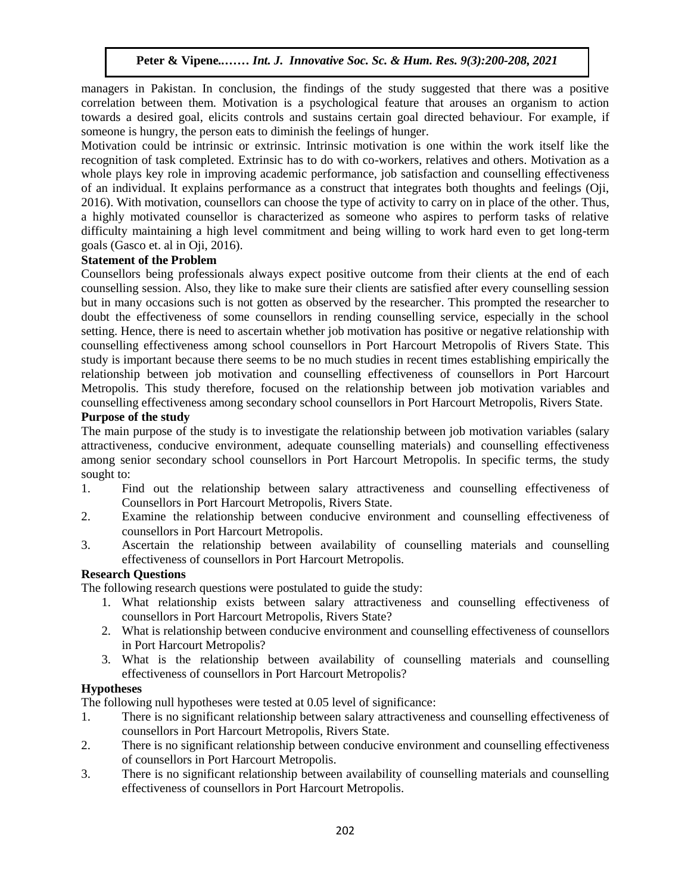managers in Pakistan. In conclusion, the findings of the study suggested that there was a positive correlation between them. Motivation is a psychological feature that arouses an organism to action towards a desired goal, elicits controls and sustains certain goal directed behaviour. For example, if someone is hungry, the person eats to diminish the feelings of hunger.

Motivation could be intrinsic or extrinsic. Intrinsic motivation is one within the work itself like the recognition of task completed. Extrinsic has to do with co-workers, relatives and others. Motivation as a whole plays key role in improving academic performance, job satisfaction and counselling effectiveness of an individual. It explains performance as a construct that integrates both thoughts and feelings (Oji, 2016). With motivation, counsellors can choose the type of activity to carry on in place of the other. Thus, a highly motivated counsellor is characterized as someone who aspires to perform tasks of relative difficulty maintaining a high level commitment and being willing to work hard even to get long-term goals (Gasco et. al in Oji, 2016).

**Statement of the Problem**

Counsellors being professionals always expect positive outcome from their clients at the end of each counselling session. Also, they like to make sure their clients are satisfied after every counselling session but in many occasions such is not gotten as observed by the researcher. This prompted the researcher to doubt the effectiveness of some counsellors in rending counselling service, especially in the school setting. Hence, there is need to ascertain whether job motivation has positive or negative relationship with counselling effectiveness among school counsellors in Port Harcourt Metropolis of Rivers State. This study is important because there seems to be no much studies in recent times establishing empirically the relationship between job motivation and counselling effectiveness of counsellors in Port Harcourt Metropolis. This study therefore, focused on the relationship between job motivation variables and counselling effectiveness among secondary school counsellors in Port Harcourt Metropolis, Rivers State.

**Purpose of the study**

The main purpose of the study is to investigate the relationship between job motivation variables (salary attractiveness, conducive environment, adequate counselling materials) and counselling effectiveness among senior secondary school counsellors in Port Harcourt Metropolis. In specific terms, the study sought to:

1. Find out the relationship between salary attractiveness and counselling effectiveness of Counsellors in Port Harcourt Metropolis, Rivers State.
2. Examine the relationship between conducive environment and counselling effectiveness of counsellors in Port Harcourt Metropolis.
3. Ascertain the relationship between availability of counselling materials and counselling effectiveness of counsellors in Port Harcourt Metropolis.

**Research Questions**

The following research questions were postulated to guide the study:

1. What relationship exists between salary attractiveness and counselling effectiveness of counsellors in Port Harcourt Metropolis, Rivers State?
2. What is relationship between conducive environment and counselling effectiveness of counsellors in Port Harcourt Metropolis?
3. What is the relationship between availability of counselling materials and counselling effectiveness of counsellors in Port Harcourt Metropolis?

**Hypotheses**

The following null hypotheses were tested at 0.05 level of significance:

1. There is no significant relationship between salary attractiveness and counselling effectiveness of counsellors in Port Harcourt Metropolis, Rivers State.
2. There is no significant relationship between conducive environment and counselling effectiveness of counsellors in Port Harcourt Metropolis.
3. There is no significant relationship between availability of counselling materials and counselling effectiveness of counsellors in Port Harcourt Metropolis.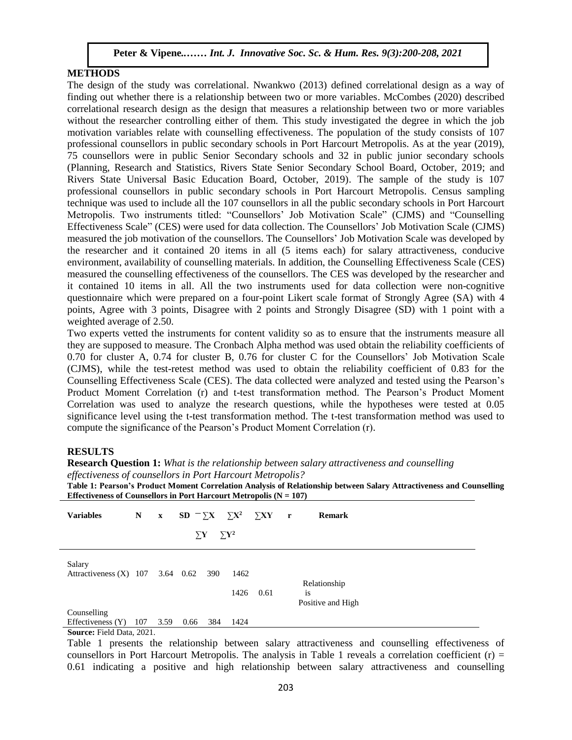## METHODS

The design of the study was correlational. Nwankwo (2013) defined correlational design as a way of finding out whether there is a relationship between two or more variables. McCombes (2020) described correlational research design as the design that measures a relationship between two or more variables without the researcher controlling either of them. This study investigated the degree in which the job motivation variables relate with counselling effectiveness. The population of the study consists of 107 professional counsellors in public secondary schools in Port Harcourt Metropolis. As at the year (2019), 75 counsellors were in public Senior Secondary schools and 32 in public junior secondary schools (Planning, Research and Statistics, Rivers State Senior Secondary School Board, October, 2019; and Rivers State Universal Basic Education Board, October, 2019). The sample of the study is 107 professional counsellors in public secondary schools in Port Harcourt Metropolis. Census sampling technique was used to include all the 107 counsellors in all the public secondary schools in Port Harcourt Metropolis. Two instruments titled: "Counsellors' Job Motivation Scale" (CJMS) and "Counselling Effectiveness Scale" (CES) were used for data collection. The Counsellors' Job Motivation Scale (CJMS) measured the job motivation of the counsellors. The Counsellors' Job Motivation Scale was developed by the researcher and it contained 20 items in all (5 items each) for salary attractiveness, conducive environment, availability of counselling materials. In addition, the Counselling Effectiveness Scale (CES) measured the counselling effectiveness of the counsellors. The CES was developed by the researcher and it contained 10 items in all. All the two instruments used for data collection were non-cognitive questionnaire which were prepared on a four-point Likert scale format of Strongly Agree (SA) with 4 points, Agree with 3 points, Disagree with 2 points and Strongly Disagree (SD) with 1 point with a weighted average of 2.50.

Two experts vetted the instruments for content validity so as to ensure that the instruments measure all they are supposed to measure. The Cronbach Alpha method was used obtain the reliability coefficients of 0.70 for cluster A, 0.74 for cluster B, 0.76 for cluster C for the Counsellors' Job Motivation Scale (CJMS), while the test-retest method was used to obtain the reliability coefficient of 0.83 for the Counselling Effectiveness Scale (CES). The data collected were analyzed and tested using the Pearson's Product Moment Correlation (r) and t-test transformation method. The Pearson's Product Moment Correlation was used to analyze the research questions, while the hypotheses were tested at 0.05 significance level using the t-test transformation method. The t-test transformation method was used to compute the significance of the Pearson's Product Moment Correlation (r).

## RESULTS

**Research Question 1:** *What is the relationship between salary attractiveness and counselling effectiveness of counsellors in Port Harcourt Metropolis?*

**Table 1: Pearson's Product Moment Correlation Analysis of Relationship between Salary Attractiveness and Counselling Effectiveness of Counsellors in Port Harcourt Metropolis (N = 107)**

| Variables | N | $\bar{x}$ | SD | $\sum X$ / $\sum Y$ | $\sum X^2$ / $\sum Y^2$ | $\sum XY$ | r | Remark |
|---|---|---|---|---|---|---|---|---|
| Salary Attractiveness (X) | 107 | 3.64 | 0.62 | 390 | 1462 | | | |
| | | | | | | 1426 | 0.61 | Relationship is Positive and High |
| Counselling Effectiveness (Y) | 107 | 3.59 | 0.66 | 384 | 1424 | | | |

**Source:** Field Data, 2021.

Table 1 presents the relationship between salary attractiveness and counselling effectiveness of counsellors in Port Harcourt Metropolis. The analysis in Table 1 reveals a correlation coefficient (r) = 0.61 indicating a positive and high relationship between salary attractiveness and counselling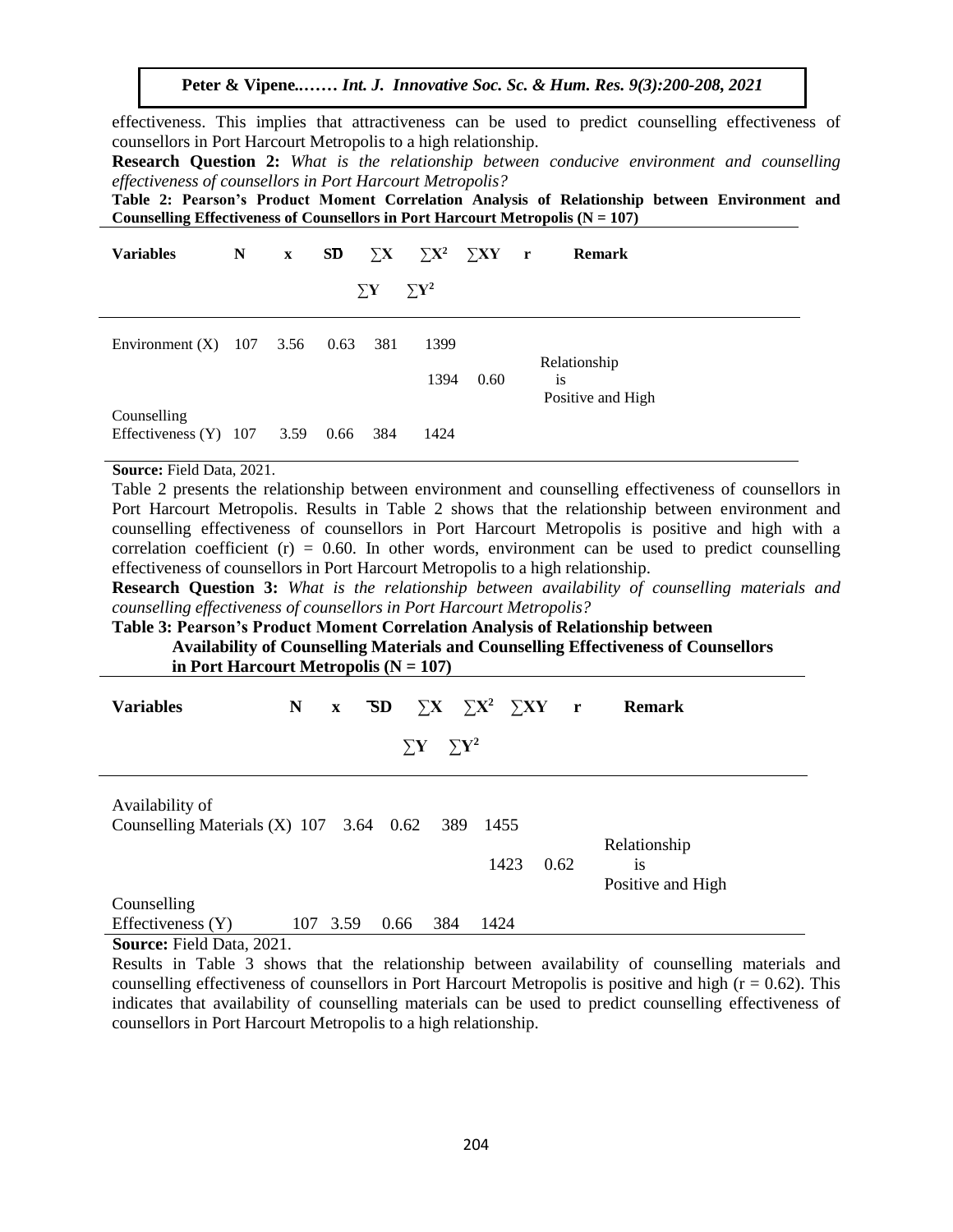effectiveness. This implies that attractiveness can be used to predict counselling effectiveness of counsellors in Port Harcourt Metropolis to a high relationship.

**Research Question 2:** *What is the relationship between conducive environment and counselling effectiveness of counsellors in Port Harcourt Metropolis?*

**Table 2: Pearson's Product Moment Correlation Analysis of Relationship between Environment and Counselling Effectiveness of Counsellors in Port Harcourt Metropolis (N = 107)**

| Variables | N | $\bar{x}$ | SD | $\sum X$ / $\sum Y$ | $\sum X^2$ / $\sum Y^2$ | $\sum XY$ | r | Remark |
|---|---|---|---|---|---|---|---|---|
| Environment (X) | 107 | 3.56 | 0.63 | 381 | 1399 | 1394 | 0.60 | Relationship is Positive and High |
| Counselling Effectiveness (Y) | 107 | 3.59 | 0.66 | 384 | 1424 | | | |

**Source:** Field Data, 2021.

Table 2 presents the relationship between environment and counselling effectiveness of counsellors in Port Harcourt Metropolis. Results in Table 2 shows that the relationship between environment and counselling effectiveness of counsellors in Port Harcourt Metropolis is positive and high with a correlation coefficient (r) = 0.60. In other words, environment can be used to predict counselling effectiveness of counsellors in Port Harcourt Metropolis to a high relationship.

**Research Question 3:** *What is the relationship between availability of counselling materials and counselling effectiveness of counsellors in Port Harcourt Metropolis?*

**Table 3: Pearson's Product Moment Correlation Analysis of Relationship between Availability of Counselling Materials and Counselling Effectiveness of Counsellors in Port Harcourt Metropolis (N = 107)**

| Variables | N | $\bar{x}$ | SD | $\sum X$ / $\sum Y$ | $\sum X^2$ / $\sum Y^2$ | $\sum XY$ | r | Remark |
|---|---|---|---|---|---|---|---|---|
| Availability of Counselling Materials (X) | 107 | 3.64 | 0.62 | 389 | 1455 | 1423 | 0.62 | Relationship is Positive and High |
| Counselling Effectiveness (Y) | 107 | 3.59 | 0.66 | 384 | 1424 | | | |

**Source:** Field Data, 2021.

Results in Table 3 shows that the relationship between availability of counselling materials and counselling effectiveness of counsellors in Port Harcourt Metropolis is positive and high (r = 0.62). This indicates that availability of counselling materials can be used to predict counselling effectiveness of counsellors in Port Harcourt Metropolis to a high relationship.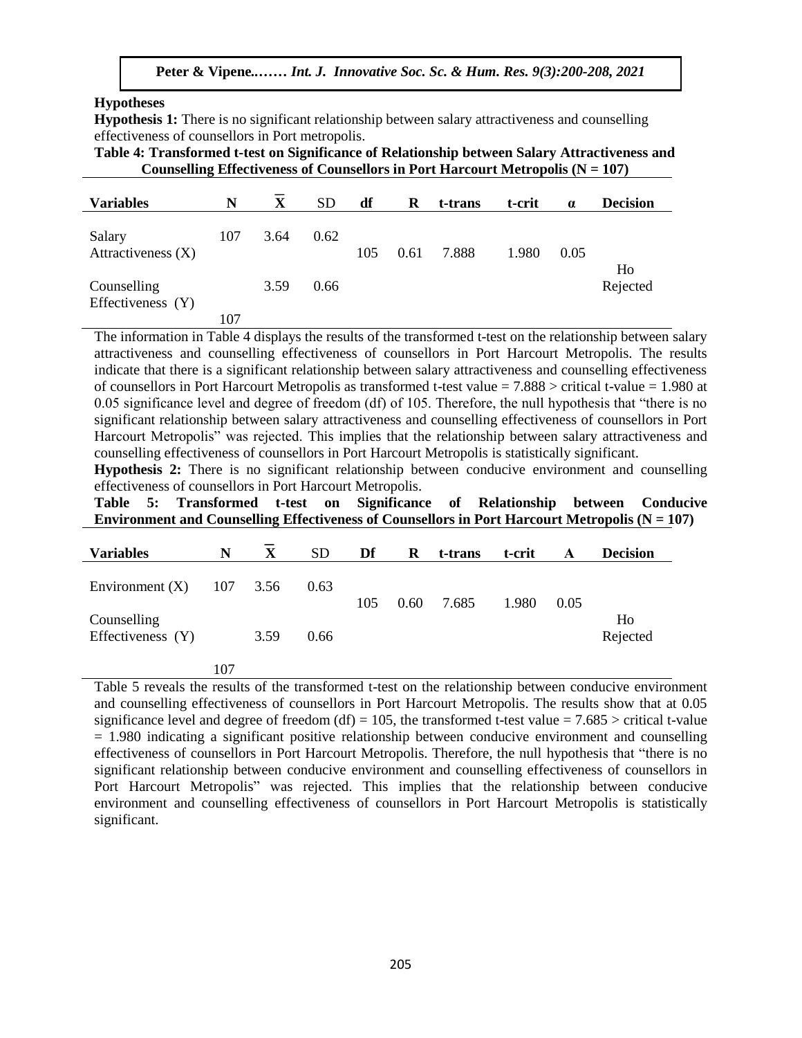**Hypotheses**

**Hypothesis 1:** There is no significant relationship between salary attractiveness and counselling effectiveness of counsellors in Port metropolis.

**Table 4: Transformed t-test on Significance of Relationship between Salary Attractiveness and Counselling Effectiveness of Counsellors in Port Harcourt Metropolis (N = 107)**

| Variables | N | $\overline{X}$ | SD | df | R | t-trans | t-crit | α | Decision |
|---|---|---|---|---|---|---|---|---|---|
| Salary Attractiveness (X) | 107 | 3.64 | 0.62 | 105 | 0.61 | 7.888 | 1.980 | 0.05 | Ho Rejected |
| Counselling Effectiveness (Y) | 107 | 3.59 | 0.66 | | | | | | |

The information in Table 4 displays the results of the transformed t-test on the relationship between salary attractiveness and counselling effectiveness of counsellors in Port Harcourt Metropolis. The results indicate that there is a significant relationship between salary attractiveness and counselling effectiveness of counsellors in Port Harcourt Metropolis as transformed t-test value = 7.888 > critical t-value = 1.980 at 0.05 significance level and degree of freedom (df) of 105. Therefore, the null hypothesis that "there is no significant relationship between salary attractiveness and counselling effectiveness of counsellors in Port Harcourt Metropolis" was rejected. This implies that the relationship between salary attractiveness and counselling effectiveness of counsellors in Port Harcourt Metropolis is statistically significant.

**Hypothesis 2:** There is no significant relationship between conducive environment and counselling effectiveness of counsellors in Port Harcourt Metropolis.

**Table 5: Transformed t-test on Significance of Relationship between Conducive Environment and Counselling Effectiveness of Counsellors in Port Harcourt Metropolis (N = 107)**

| Variables | N | $\overline{X}$ | SD | Df | R | t-trans | t-crit | A | Decision |
|---|---|---|---|---|---|---|---|---|---|
| Environment (X) | 107 | 3.56 | 0.63 | 105 | 0.60 | 7.685 | 1.980 | 0.05 | Ho Rejected |
| Counselling Effectiveness (Y) | 107 | 3.59 | 0.66 | | | | | | |

Table 5 reveals the results of the transformed t-test on the relationship between conducive environment and counselling effectiveness of counsellors in Port Harcourt Metropolis. The results show that at 0.05 significance level and degree of freedom (df) = 105, the transformed t-test value = 7.685 > critical t-value = 1.980 indicating a significant positive relationship between conducive environment and counselling effectiveness of counsellors in Port Harcourt Metropolis. Therefore, the null hypothesis that "there is no significant relationship between conducive environment and counselling effectiveness of counsellors in Port Harcourt Metropolis" was rejected. This implies that the relationship between conducive environment and counselling effectiveness of counsellors in Port Harcourt Metropolis is statistically significant.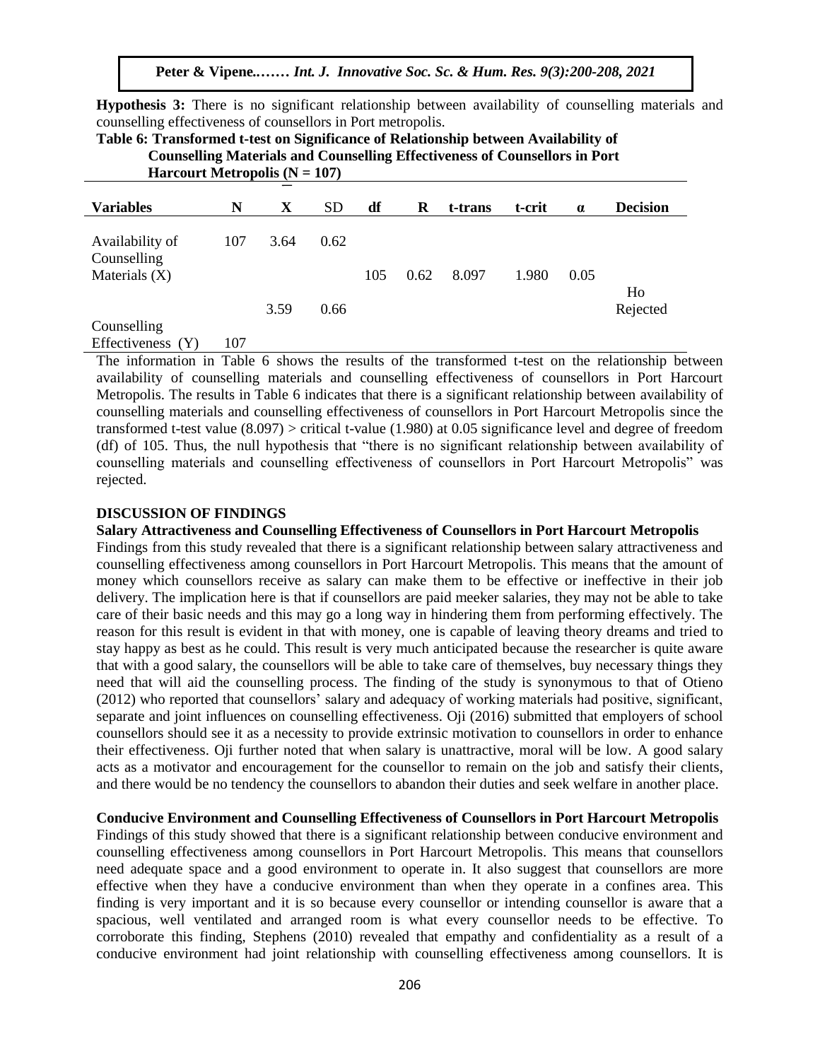**Hypothesis 3:** There is no significant relationship between availability of counselling materials and counselling effectiveness of counsellors in Port metropolis.

**Table 6: Transformed t-test on Significance of Relationship between Availability of Counselling Materials and Counselling Effectiveness of Counsellors in Port Harcourt Metropolis (N = 107)**

| Variables | N | $\bar{X}$ | SD | df | R | t-trans | t-crit | α | Decision |
|---|---|---|---|---|---|---|---|---|---|
| Availability of Counselling Materials (X) | 107 | 3.64 | 0.62 | 105 | 0.62 | 8.097 | 1.980 | 0.05 | Ho Rejected |
| Counselling Effectiveness (Y) | 107 | 3.59 | 0.66 | | | | | | |

The information in Table 6 shows the results of the transformed t-test on the relationship between availability of counselling materials and counselling effectiveness of counsellors in Port Harcourt Metropolis. The results in Table 6 indicates that there is a significant relationship between availability of counselling materials and counselling effectiveness of counsellors in Port Harcourt Metropolis since the transformed t-test value (8.097) > critical t-value (1.980) at 0.05 significance level and degree of freedom (df) of 105. Thus, the null hypothesis that "there is no significant relationship between availability of counselling materials and counselling effectiveness of counsellors in Port Harcourt Metropolis" was rejected.

## DISCUSSION OF FINDINGS

### Salary Attractiveness and Counselling Effectiveness of Counsellors in Port Harcourt Metropolis

Findings from this study revealed that there is a significant relationship between salary attractiveness and counselling effectiveness among counsellors in Port Harcourt Metropolis. This means that the amount of money which counsellors receive as salary can make them to be effective or ineffective in their job delivery. The implication here is that if counsellors are paid meeker salaries, they may not be able to take care of their basic needs and this may go a long way in hindering them from performing effectively. The reason for this result is evident in that with money, one is capable of leaving theory dreams and tried to stay happy as best as he could. This result is very much anticipated because the researcher is quite aware that with a good salary, the counsellors will be able to take care of themselves, buy necessary things they need that will aid the counselling process. The finding of the study is synonymous to that of Otieno (2012) who reported that counsellors' salary and adequacy of working materials had positive, significant, separate and joint influences on counselling effectiveness. Oji (2016) submitted that employers of school counsellors should see it as a necessity to provide extrinsic motivation to counsellors in order to enhance their effectiveness. Oji further noted that when salary is unattractive, moral will be low. A good salary acts as a motivator and encouragement for the counsellor to remain on the job and satisfy their clients, and there would be no tendency the counsellors to abandon their duties and seek welfare in another place.

### Conducive Environment and Counselling Effectiveness of Counsellors in Port Harcourt Metropolis

Findings of this study showed that there is a significant relationship between conducive environment and counselling effectiveness among counsellors in Port Harcourt Metropolis. This means that counsellors need adequate space and a good environment to operate in. It also suggest that counsellors are more effective when they have a conducive environment than when they operate in a confines area. This finding is very important and it is so because every counsellor or intending counsellor is aware that a spacious, well ventilated and arranged room is what every counsellor needs to be effective. To corroborate this finding, Stephens (2010) revealed that empathy and confidentiality as a result of a conducive environment had joint relationship with counselling effectiveness among counsellors. It is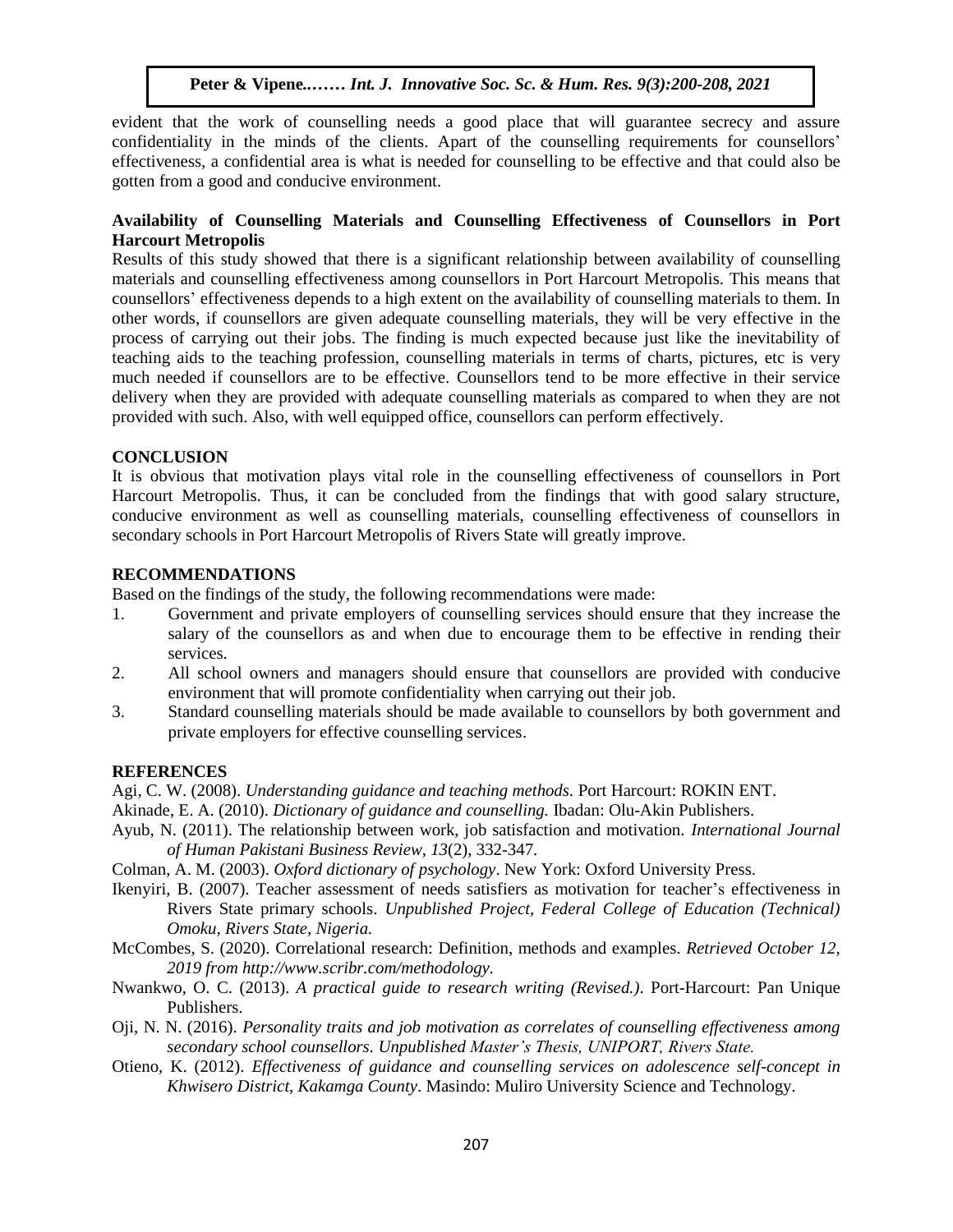evident that the work of counselling needs a good place that will guarantee secrecy and assure confidentiality in the minds of the clients. Apart of the counselling requirements for counsellors' effectiveness, a confidential area is what is needed for counselling to be effective and that could also be gotten from a good and conducive environment.

**Availability of Counselling Materials and Counselling Effectiveness of Counsellors in Port Harcourt Metropolis**

Results of this study showed that there is a significant relationship between availability of counselling materials and counselling effectiveness among counsellors in Port Harcourt Metropolis. This means that counsellors' effectiveness depends to a high extent on the availability of counselling materials to them. In other words, if counsellors are given adequate counselling materials, they will be very effective in the process of carrying out their jobs. The finding is much expected because just like the inevitability of teaching aids to the teaching profession, counselling materials in terms of charts, pictures, etc is very much needed if counsellors are to be effective. Counsellors tend to be more effective in their service delivery when they are provided with adequate counselling materials as compared to when they are not provided with such. Also, with well equipped office, counsellors can perform effectively.

## CONCLUSION

It is obvious that motivation plays vital role in the counselling effectiveness of counsellors in Port Harcourt Metropolis. Thus, it can be concluded from the findings that with good salary structure, conducive environment as well as counselling materials, counselling effectiveness of counsellors in secondary schools in Port Harcourt Metropolis of Rivers State will greatly improve.

## RECOMMENDATIONS

Based on the findings of the study, the following recommendations were made:

1. Government and private employers of counselling services should ensure that they increase the salary of the counsellors as and when due to encourage them to be effective in rending their services.
2. All school owners and managers should ensure that counsellors are provided with conducive environment that will promote confidentiality when carrying out their job.
3. Standard counselling materials should be made available to counsellors by both government and private employers for effective counselling services.

## REFERENCES

Agi, C. W. (2008). *Understanding guidance and teaching methods*. Port Harcourt: ROKIN ENT.

Akinade, E. A. (2010). *Dictionary of guidance and counselling.* Ibadan: Olu-Akin Publishers.

Ayub, N. (2011). The relationship between work, job satisfaction and motivation. *International Journal of Human Pakistani Business Review*, *13*(2), 332-347.

Colman, A. M. (2003). *Oxford dictionary of psychology*. New York: Oxford University Press.

Ikenyiri, B. (2007). Teacher assessment of needs satisfiers as motivation for teacher's effectiveness in Rivers State primary schools. *Unpublished Project, Federal College of Education (Technical) Omoku, Rivers State, Nigeria.*

McCombes, S. (2020). Correlational research: Definition, methods and examples. *Retrieved October 12, 2019 from http://www.scribr.com/methodology.*

Nwankwo, O. C. (2013). *A practical guide to research writing (Revised.)*. Port-Harcourt: Pan Unique Publishers.

Oji, N. N. (2016). *Personality traits and job motivation as correlates of counselling effectiveness among secondary school counsellors. Unpublished Master's Thesis, UNIPORT, Rivers State.*

Otieno, K. (2012). *Effectiveness of guidance and counselling services on adolescence self-concept in Khwisero District, Kakamga County*. Masindo: Muliro University Science and Technology.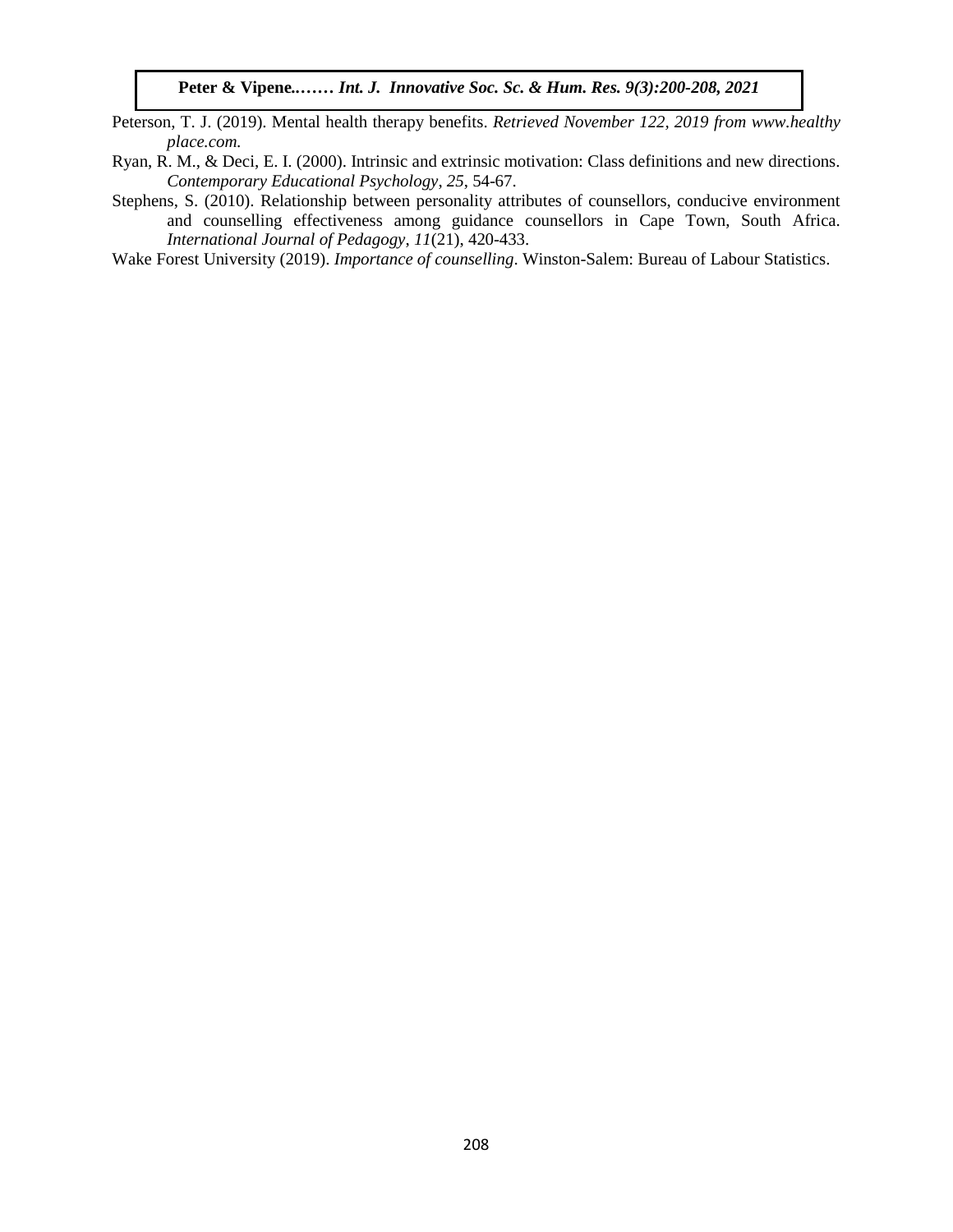Peterson, T. J. (2019). Mental health therapy benefits. *Retrieved November 122, 2019 from www.healthy place.com.*

Ryan, R. M., & Deci, E. I. (2000). Intrinsic and extrinsic motivation: Class definitions and new directions. *Contemporary Educational Psychology*, *25*, 54-67.

Stephens, S. (2010). Relationship between personality attributes of counsellors, conducive environment and counselling effectiveness among guidance counsellors in Cape Town, South Africa. *International Journal of Pedagogy*, *11*(21), 420-433.

Wake Forest University (2019). *Importance of counselling*. Winston-Salem: Bureau of Labour Statistics.